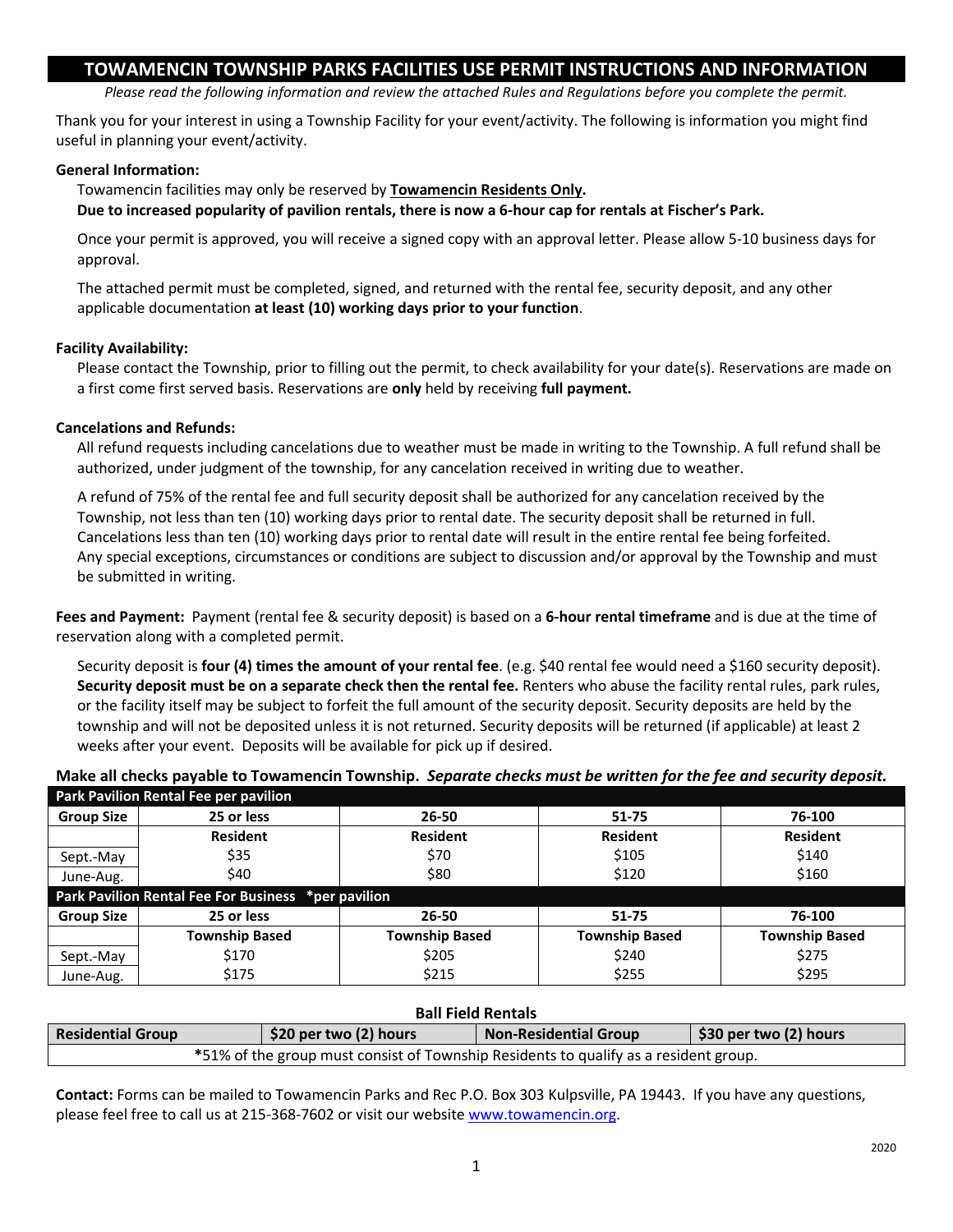# TOWAMENCIN TOWNSHIP PARKS FACILITIES USE PERMIT INSTRUCTIONS AND INFORMATION

*Please read the following information and review the attached Rules and Regulations before you complete the permit.*

Thank you for your interest in using a Township Facility for your event/activity. The following is information you might find useful in planning your event/activity.

**General Information:**

Towamencin facilities may only be reserved by **Towamencin Residents Only.**

**Due to increased popularity of pavilion rentals, there is now a 6-hour cap for rentals at Fischer's Park.**

Once your permit is approved, you will receive a signed copy with an approval letter. Please allow 5-10 business days for approval.

The attached permit must be completed, signed, and returned with the rental fee, security deposit, and any other applicable documentation **at least (10) working days prior to your function**.

**Facility Availability:**

Please contact the Township, prior to filling out the permit, to check availability for your date(s). Reservations are made on a first come first served basis. Reservations are **only** held by receiving **full payment.**

**Cancelations and Refunds:**

All refund requests including cancelations due to weather must be made in writing to the Township. A full refund shall be authorized, under judgment of the township, for any cancelation received in writing due to weather.

A refund of 75% of the rental fee and full security deposit shall be authorized for any cancelation received by the Township, not less than ten (10) working days prior to rental date. The security deposit shall be returned in full. Cancelations less than ten (10) working days prior to rental date will result in the entire rental fee being forfeited. Any special exceptions, circumstances or conditions are subject to discussion and/or approval by the Township and must be submitted in writing.

**Fees and Payment:** Payment (rental fee & security deposit) is based on a **6-hour rental timeframe** and is due at the time of reservation along with a completed permit.

Security deposit is **four (4) times the amount of your rental fee**. (e.g. $40 rental fee would need a $160 security deposit). **Security deposit must be on a separate check then the rental fee.** Renters who abuse the facility rental rules, park rules, or the facility itself may be subject to forfeit the full amount of the security deposit. Security deposits are held by the township and will not be deposited unless it is not returned. Security deposits will be returned (if applicable) at least 2 weeks after your event. Deposits will be available for pick up if desired.

**Make all checks payable to Towamencin Township.** ***Separate checks must be written for the fee and security deposit.***

| Park Pavilion Rental Fee per pavilion | | | | |
|---|---|---|---|---|
| **Group Size** | **25 or less** | **26-50** | **51-75** | **76-100** |
| | **Resident** | **Resident** | **Resident** | **Resident** |
| Sept.-May | $35 | $70 | $105 | $140 |
| June-Aug. | $40 | $80 | $120 | $160 |
| **Park Pavilion Rental Fee For Business \*per pavilion** | | | | |
| **Group Size** | **25 or less** | **26-50** | **51-75** | **76-100** |
| | **Township Based** | **Township Based** | **Township Based** | **Township Based** |
| Sept.-May | $170 | $205 | $240 | $275 |
| June-Aug. | $175 | $215 | $255 | $295 |

**Ball Field Rentals**

| Residential Group | $20 per two (2) hours | Non-Residential Group | $30 per two (2) hours |
|---|---|---|---|
| \*51% of the group must consist of Township Residents to qualify as a resident group. | | | |

**Contact:** Forms can be mailed to Towamencin Parks and Rec P.O. Box 303 Kulpsville, PA 19443. If you have any questions, please feel free to call us at 215-368-7602 or visit our website www.towamencin.org.

2020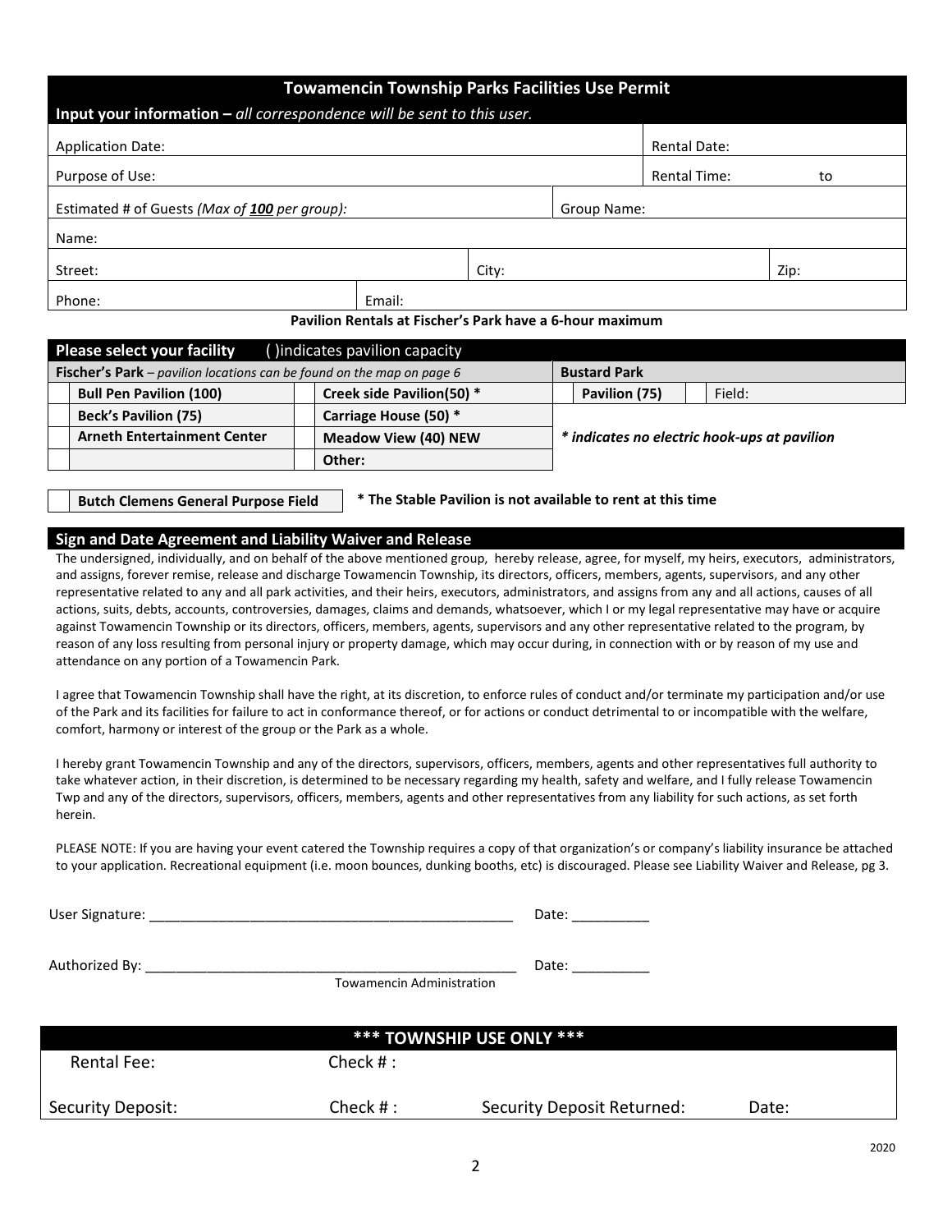## Towamencin Township Parks Facilities Use Permit

**Input your information –** *all correspondence will be sent to this user.*

| | | | |
|---|---|---|---|
| Application Date: | | Rental Date: | |
| Purpose of Use: | | Rental Time: | to |
| Estimated # of Guests *(Max of **100** per group)*: | | Group Name: | |
| Name: | | | |
| Street: | | City: | Zip: |
| Phone: | Email: | | |

**Pavilion Rentals at Fischer's Park have a 6-hour maximum**

### Please select your facility ( )indicates pavilion capacity

| | **Fischer's Park** – *pavilion locations can be found on the map on page 6* | | | | **Bustard Park** | | |
|---|---|---|---|---|---|---|---|
| | **Bull Pen Pavilion (100)** | | **Creek side Pavilion(50) \*** | | **Pavilion (75)** | | Field: |
| | **Beck's Pavilion (75)** | | **Carriage House (50) \*** | | | | |
| | **Arneth Entertainment Center** | | **Meadow View (40) NEW** | | | | |
| | | | **Other:** | | | | |

***\* indicates no electric hook-ups at pavilion***

| | |
|---|---|
| | **Butch Clemens General Purpose Field** |

**\* The Stable Pavilion is not available to rent at this time**

### Sign and Date Agreement and Liability Waiver and Release

The undersigned, individually, and on behalf of the above mentioned group, hereby release, agree, for myself, my heirs, executors, administrators, and assigns, forever remise, release and discharge Towamencin Township, its directors, officers, members, agents, supervisors, and any other representative related to any and all park activities, and their heirs, executors, administrators, and assigns from any and all actions, causes of all actions, suits, debts, accounts, controversies, damages, claims and demands, whatsoever, which I or my legal representative may have or acquire against Towamencin Township or its directors, officers, members, agents, supervisors and any other representative related to the program, by reason of any loss resulting from personal injury or property damage, which may occur during, in connection with or by reason of my use and attendance on any portion of a Towamencin Park.

I agree that Towamencin Township shall have the right, at its discretion, to enforce rules of conduct and/or terminate my participation and/or use of the Park and its facilities for failure to act in conformance thereof, or for actions or conduct detrimental to or incompatible with the welfare, comfort, harmony or interest of the group or the Park as a whole.

I hereby grant Towamencin Township and any of the directors, supervisors, officers, members, agents and other representatives full authority to take whatever action, in their discretion, is determined to be necessary regarding my health, safety and welfare, and I fully release Towamencin Twp and any of the directors, supervisors, officers, members, agents and other representatives from any liability for such actions, as set forth herein.

PLEASE NOTE: If you are having your event catered the Township requires a copy of that organization's or company's liability insurance be attached to your application. Recreational equipment (i.e. moon bounces, dunking booths, etc) is discouraged. Please see Liability Waiver and Release, pg 3.

User Signature: ________________________________________________ Date: __________

Authorized By: ________________________________________________ Date: __________
Towamencin Administration

### \*\*\* TOWNSHIP USE ONLY \*\*\*

| | | | |
|---|---|---|---|
| Rental Fee: | Check # : | | |
| Security Deposit: | Check # : | Security Deposit Returned: | Date: |

2020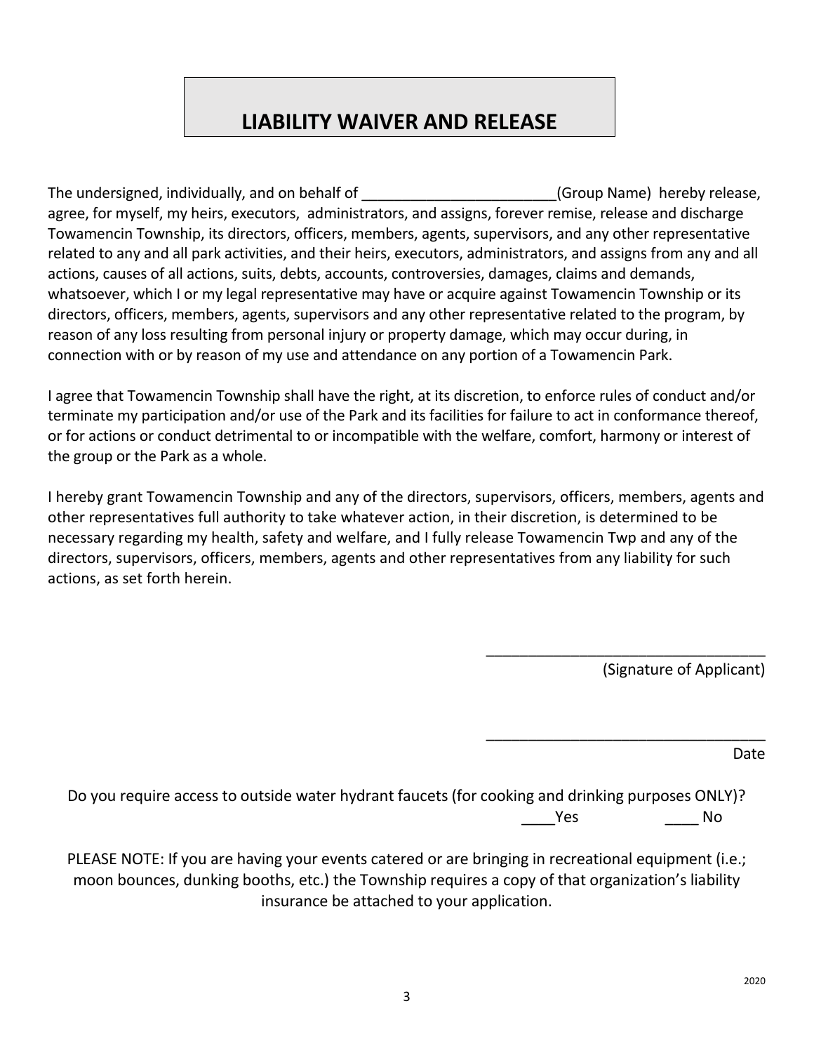# LIABILITY WAIVER AND RELEASE

The undersigned, individually, and on behalf of ________________________(Group Name) hereby release, agree, for myself, my heirs, executors, administrators, and assigns, forever remise, release and discharge Towamencin Township, its directors, officers, members, agents, supervisors, and any other representative related to any and all park activities, and their heirs, executors, administrators, and assigns from any and all actions, causes of all actions, suits, debts, accounts, controversies, damages, claims and demands, whatsoever, which I or my legal representative may have or acquire against Towamencin Township or its directors, officers, members, agents, supervisors and any other representative related to the program, by reason of any loss resulting from personal injury or property damage, which may occur during, in connection with or by reason of my use and attendance on any portion of a Towamencin Park.

I agree that Towamencin Township shall have the right, at its discretion, to enforce rules of conduct and/or terminate my participation and/or use of the Park and its facilities for failure to act in conformance thereof, or for actions or conduct detrimental to or incompatible with the welfare, comfort, harmony or interest of the group or the Park as a whole.

I hereby grant Towamencin Township and any of the directors, supervisors, officers, members, agents and other representatives full authority to take whatever action, in their discretion, is determined to be necessary regarding my health, safety and welfare, and I fully release Towamencin Twp and any of the directors, supervisors, officers, members, agents and other representatives from any liability for such actions, as set forth herein.

_________________________________
(Signature of Applicant)

_________________________________
Date

Do you require access to outside water hydrant faucets (for cooking and drinking purposes ONLY)?
____Yes ____ No

PLEASE NOTE: If you are having your events catered or are bringing in recreational equipment (i.e.; moon bounces, dunking booths, etc.) the Township requires a copy of that organization's liability insurance be attached to your application.

2020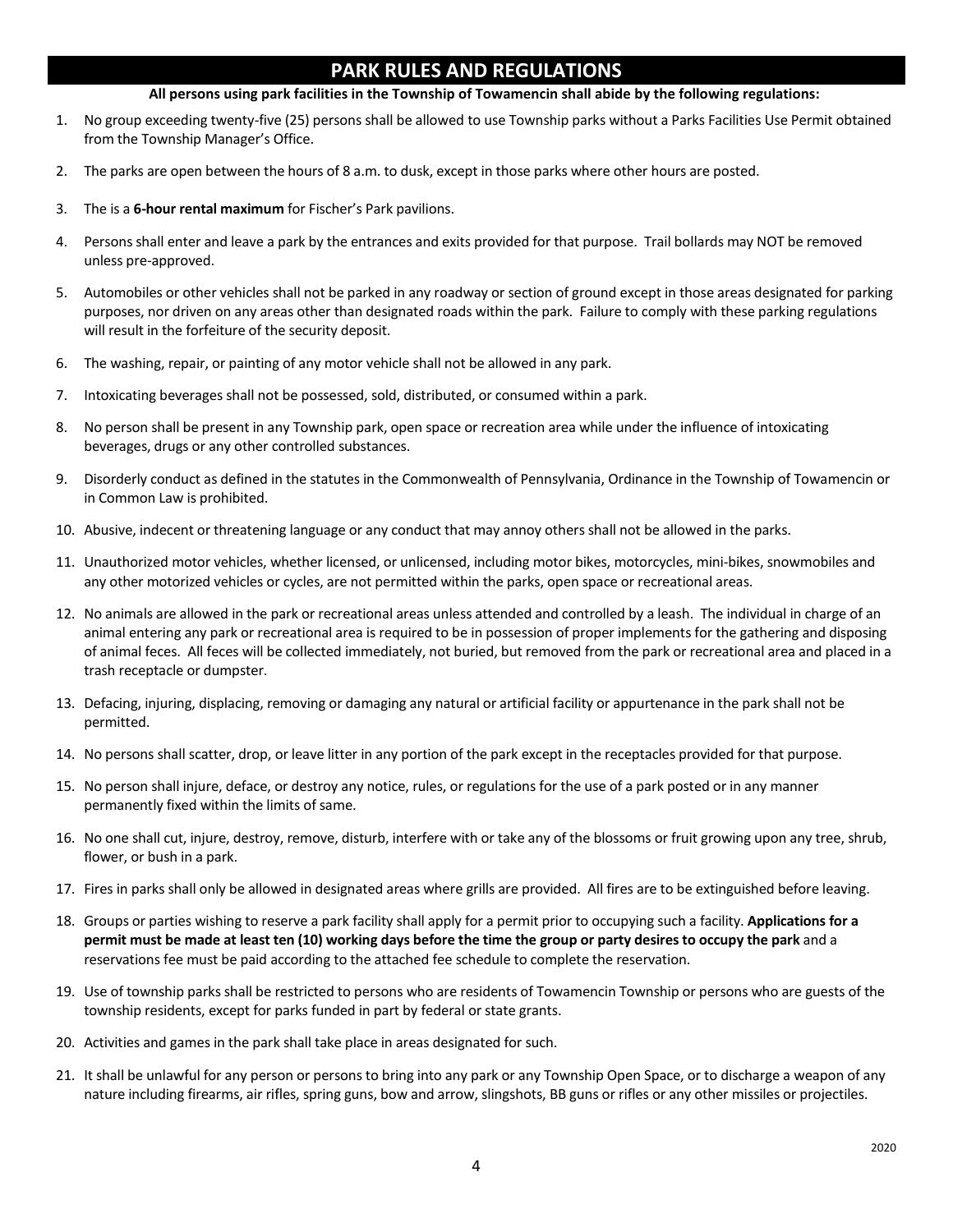# PARK RULES AND REGULATIONS

**All persons using park facilities in the Township of Towamencin shall abide by the following regulations:**

1. No group exceeding twenty-five (25) persons shall be allowed to use Township parks without a Parks Facilities Use Permit obtained from the Township Manager's Office.
2. The parks are open between the hours of 8 a.m. to dusk, except in those parks where other hours are posted.
3. The is a **6-hour rental maximum** for Fischer's Park pavilions.
4. Persons shall enter and leave a park by the entrances and exits provided for that purpose. Trail bollards may NOT be removed unless pre-approved.
5. Automobiles or other vehicles shall not be parked in any roadway or section of ground except in those areas designated for parking purposes, nor driven on any areas other than designated roads within the park. Failure to comply with these parking regulations will result in the forfeiture of the security deposit.
6. The washing, repair, or painting of any motor vehicle shall not be allowed in any park.
7. Intoxicating beverages shall not be possessed, sold, distributed, or consumed within a park.
8. No person shall be present in any Township park, open space or recreation area while under the influence of intoxicating beverages, drugs or any other controlled substances.
9. Disorderly conduct as defined in the statutes in the Commonwealth of Pennsylvania, Ordinance in the Township of Towamencin or in Common Law is prohibited.
10. Abusive, indecent or threatening language or any conduct that may annoy others shall not be allowed in the parks.
11. Unauthorized motor vehicles, whether licensed, or unlicensed, including motor bikes, motorcycles, mini-bikes, snowmobiles and any other motorized vehicles or cycles, are not permitted within the parks, open space or recreational areas.
12. No animals are allowed in the park or recreational areas unless attended and controlled by a leash. The individual in charge of an animal entering any park or recreational area is required to be in possession of proper implements for the gathering and disposing of animal feces. All feces will be collected immediately, not buried, but removed from the park or recreational area and placed in a trash receptacle or dumpster.
13. Defacing, injuring, displacing, removing or damaging any natural or artificial facility or appurtenance in the park shall not be permitted.
14. No persons shall scatter, drop, or leave litter in any portion of the park except in the receptacles provided for that purpose.
15. No person shall injure, deface, or destroy any notice, rules, or regulations for the use of a park posted or in any manner permanently fixed within the limits of same.
16. No one shall cut, injure, destroy, remove, disturb, interfere with or take any of the blossoms or fruit growing upon any tree, shrub, flower, or bush in a park.
17. Fires in parks shall only be allowed in designated areas where grills are provided. All fires are to be extinguished before leaving.
18. Groups or parties wishing to reserve a park facility shall apply for a permit prior to occupying such a facility. **Applications for a permit must be made at least ten (10) working days before the time the group or party desires to occupy the park** and a reservations fee must be paid according to the attached fee schedule to complete the reservation.
19. Use of township parks shall be restricted to persons who are residents of Towamencin Township or persons who are guests of the township residents, except for parks funded in part by federal or state grants.
20. Activities and games in the park shall take place in areas designated for such.
21. It shall be unlawful for any person or persons to bring into any park or any Township Open Space, or to discharge a weapon of any nature including firearms, air rifles, spring guns, bow and arrow, slingshots, BB guns or rifles or any other missiles or projectiles.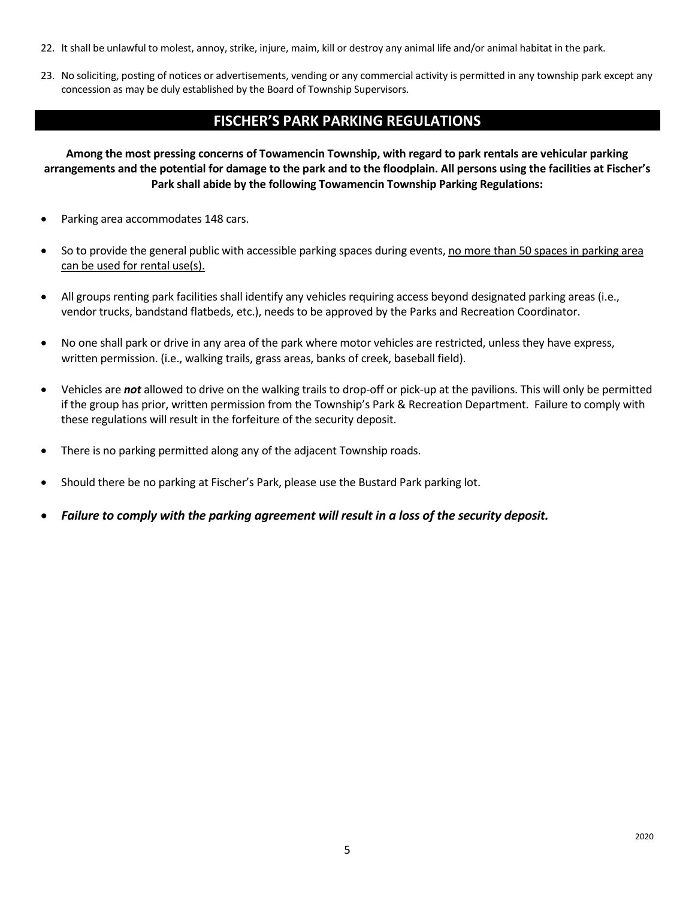22. It shall be unlawful to molest, annoy, strike, injure, maim, kill or destroy any animal life and/or animal habitat in the park.

23. No soliciting, posting of notices or advertisements, vending or any commercial activity is permitted in any township park except any concession as may be duly established by the Board of Township Supervisors.

## FISCHER'S PARK PARKING REGULATIONS

**Among the most pressing concerns of Towamencin Township, with regard to park rentals are vehicular parking arrangements and the potential for damage to the park and to the floodplain. All persons using the facilities at Fischer's Park shall abide by the following Towamencin Township Parking Regulations:**

- Parking area accommodates 148 cars.
- So to provide the general public with accessible parking spaces during events, <u>no more than 50 spaces in parking area can be used for rental use(s).</u>
- All groups renting park facilities shall identify any vehicles requiring access beyond designated parking areas (i.e., vendor trucks, bandstand flatbeds, etc.), needs to be approved by the Parks and Recreation Coordinator.
- No one shall park or drive in any area of the park where motor vehicles are restricted, unless they have express, written permission. (i.e., walking trails, grass areas, banks of creek, baseball field).
- Vehicles are ***not*** allowed to drive on the walking trails to drop-off or pick-up at the pavilions. This will only be permitted if the group has prior, written permission from the Township's Park & Recreation Department. Failure to comply with these regulations will result in the forfeiture of the security deposit.
- There is no parking permitted along any of the adjacent Township roads.
- Should there be no parking at Fischer's Park, please use the Bustard Park parking lot.
- ***Failure to comply with the parking agreement will result in a loss of the security deposit.***

2020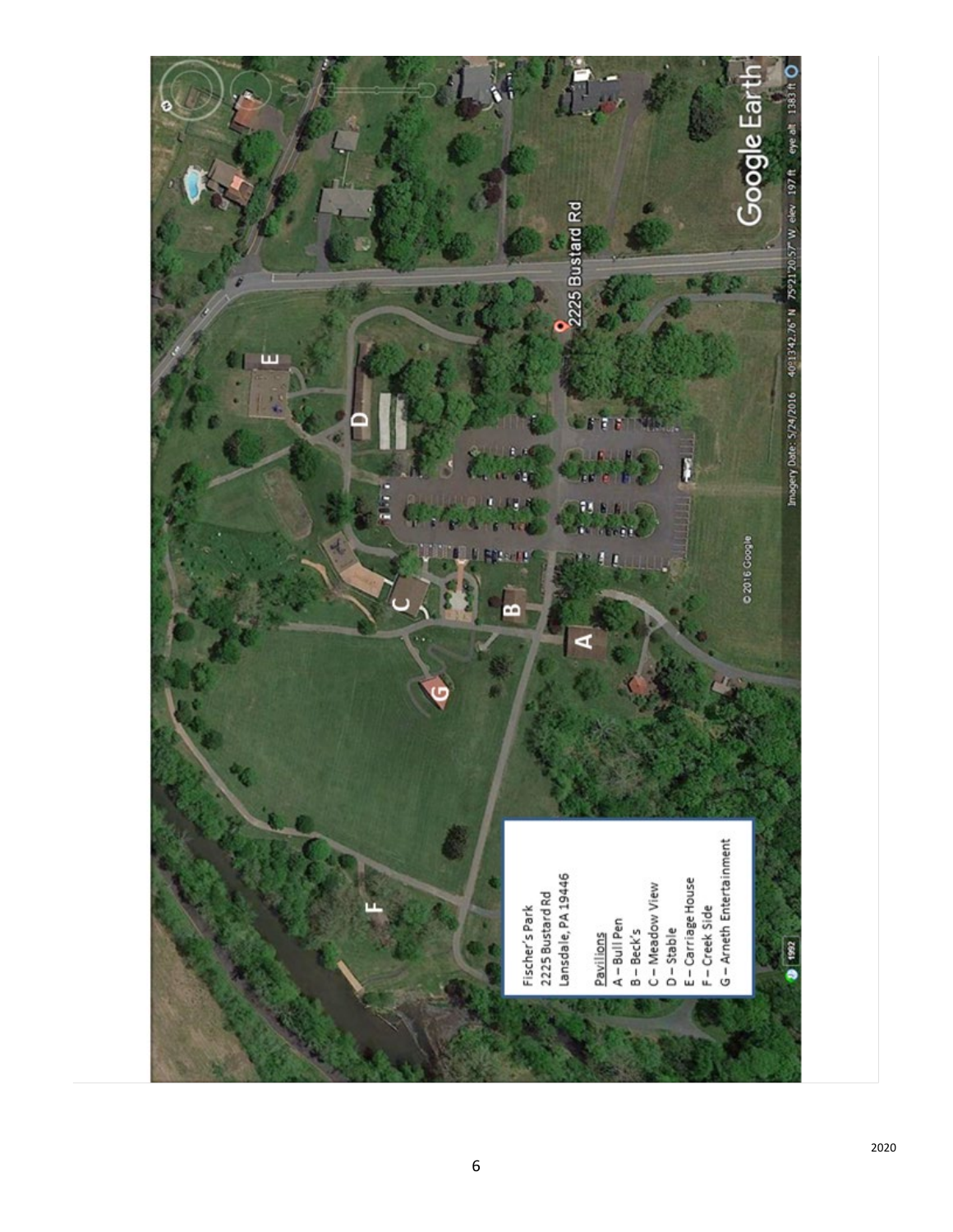Fischer's Park
2225 Bustard Rd
Lansdale, PA 19446

Pavilions
A – Bull Pen
B – Beck's
C – Meadow View
D – Stable
E – Carriage House
F – Creek Side
G – Arneth Entertainment

2225 Bustard Rd

A

B

C

D

E

F

G

© 2016 Google

Google Earth

Imagery Date: 5/24/2016 40°13'42.76" N 75°21'20.57" W elev 197 ft eye alt 1383 ft

1992

2020